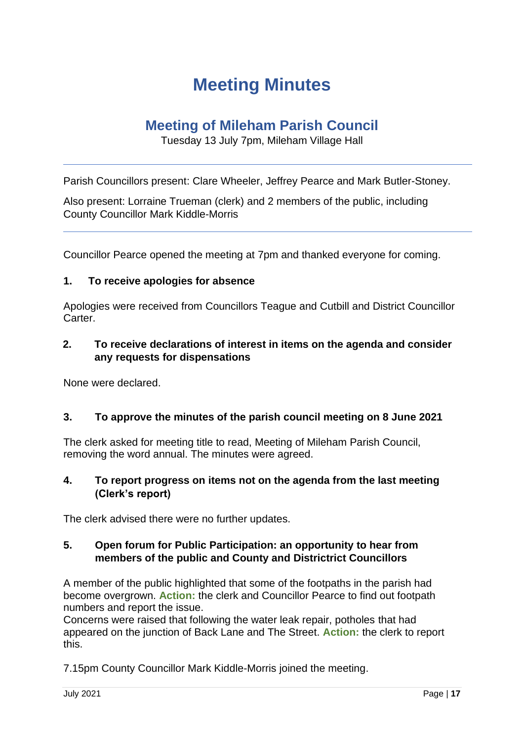# Meeting Minutes

## Meeting of Mileham Parish Council

Tuesday 13 July 7pm, Mileham Village Hall

---

Parish Councillors present: Clare Wheeler, Jeffrey Pearce and Mark Butler-Stoney.

Also present: Lorraine Trueman (clerk) and 2 members of the public, including County Councillor Mark Kiddle-Morris

---

Councillor Pearce opened the meeting at 7pm and thanked everyone for coming.

### 1. To receive apologies for absence

Apologies were received from Councillors Teague and Cutbill and District Councillor Carter.

### 2. To receive declarations of interest in items on the agenda and consider any requests for dispensations

None were declared.

### 3. To approve the minutes of the parish council meeting on 8 June 2021

The clerk asked for meeting title to read, Meeting of Mileham Parish Council, removing the word annual. The minutes were agreed.

### 4. To report progress on items not on the agenda from the last meeting (Clerk's report)

The clerk advised there were no further updates.

### 5. Open forum for Public Participation: an opportunity to hear from members of the public and County and Districtrict Councillors

A member of the public highlighted that some of the footpaths in the parish had become overgrown. **Action:** the clerk and Councillor Pearce to find out footpath numbers and report the issue.
Concerns were raised that following the water leak repair, potholes that had appeared on the junction of Back Lane and The Street. **Action:** the clerk to report this.

7.15pm County Councillor Mark Kiddle-Morris joined the meeting.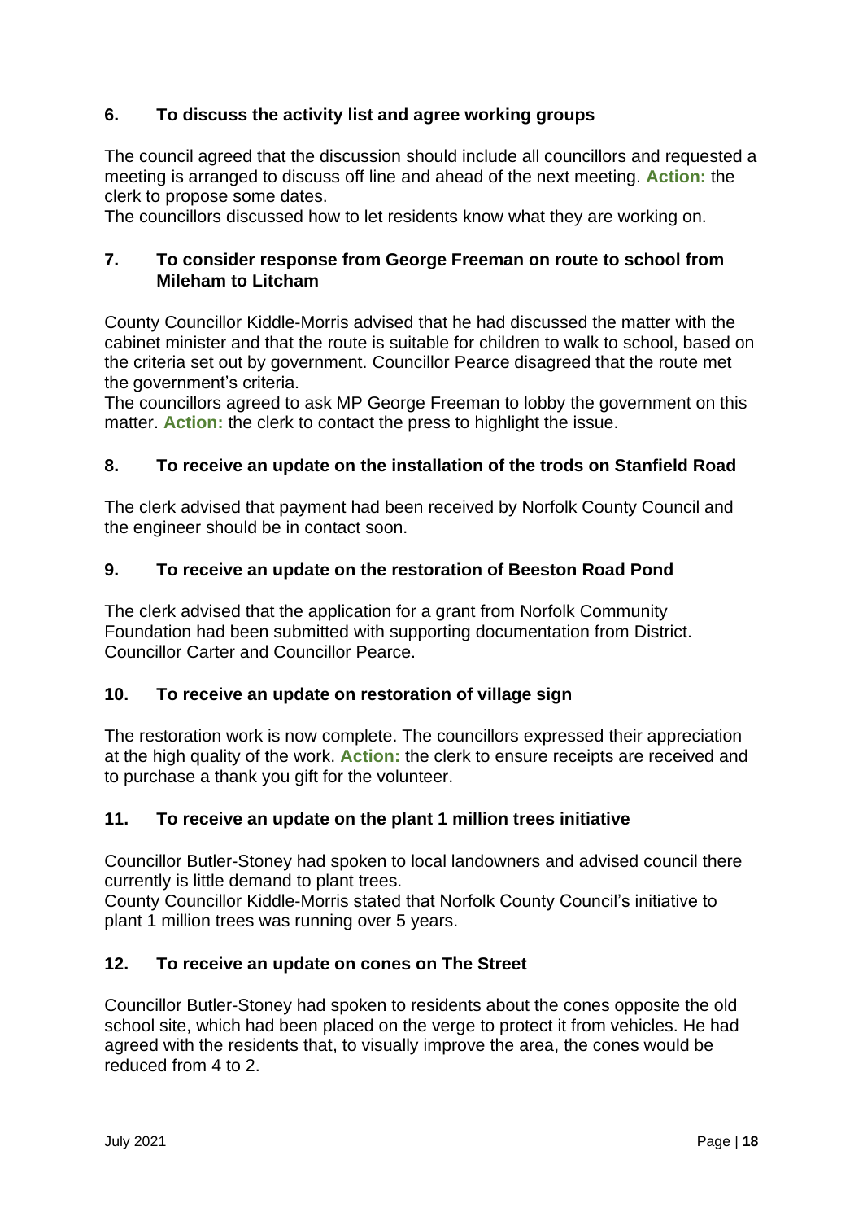### 6. To discuss the activity list and agree working groups

The council agreed that the discussion should include all councillors and requested a meeting is arranged to discuss off line and ahead of the next meeting. **Action:** the clerk to propose some dates.

The councillors discussed how to let residents know what they are working on.

### 7. To consider response from George Freeman on route to school from Mileham to Litcham

County Councillor Kiddle-Morris advised that he had discussed the matter with the cabinet minister and that the route is suitable for children to walk to school, based on the criteria set out by government. Councillor Pearce disagreed that the route met the government's criteria.

The councillors agreed to ask MP George Freeman to lobby the government on this matter. **Action:** the clerk to contact the press to highlight the issue.

### 8. To receive an update on the installation of the trods on Stanfield Road

The clerk advised that payment had been received by Norfolk County Council and the engineer should be in contact soon.

### 9. To receive an update on the restoration of Beeston Road Pond

The clerk advised that the application for a grant from Norfolk Community Foundation had been submitted with supporting documentation from District. Councillor Carter and Councillor Pearce.

### 10. To receive an update on restoration of village sign

The restoration work is now complete. The councillors expressed their appreciation at the high quality of the work. **Action:** the clerk to ensure receipts are received and to purchase a thank you gift for the volunteer.

### 11. To receive an update on the plant 1 million trees initiative

Councillor Butler-Stoney had spoken to local landowners and advised council there currently is little demand to plant trees.

County Councillor Kiddle-Morris stated that Norfolk County Council's initiative to plant 1 million trees was running over 5 years.

### 12. To receive an update on cones on The Street

Councillor Butler-Stoney had spoken to residents about the cones opposite the old school site, which had been placed on the verge to protect it from vehicles. He had agreed with the residents that, to visually improve the area, the cones would be reduced from 4 to 2.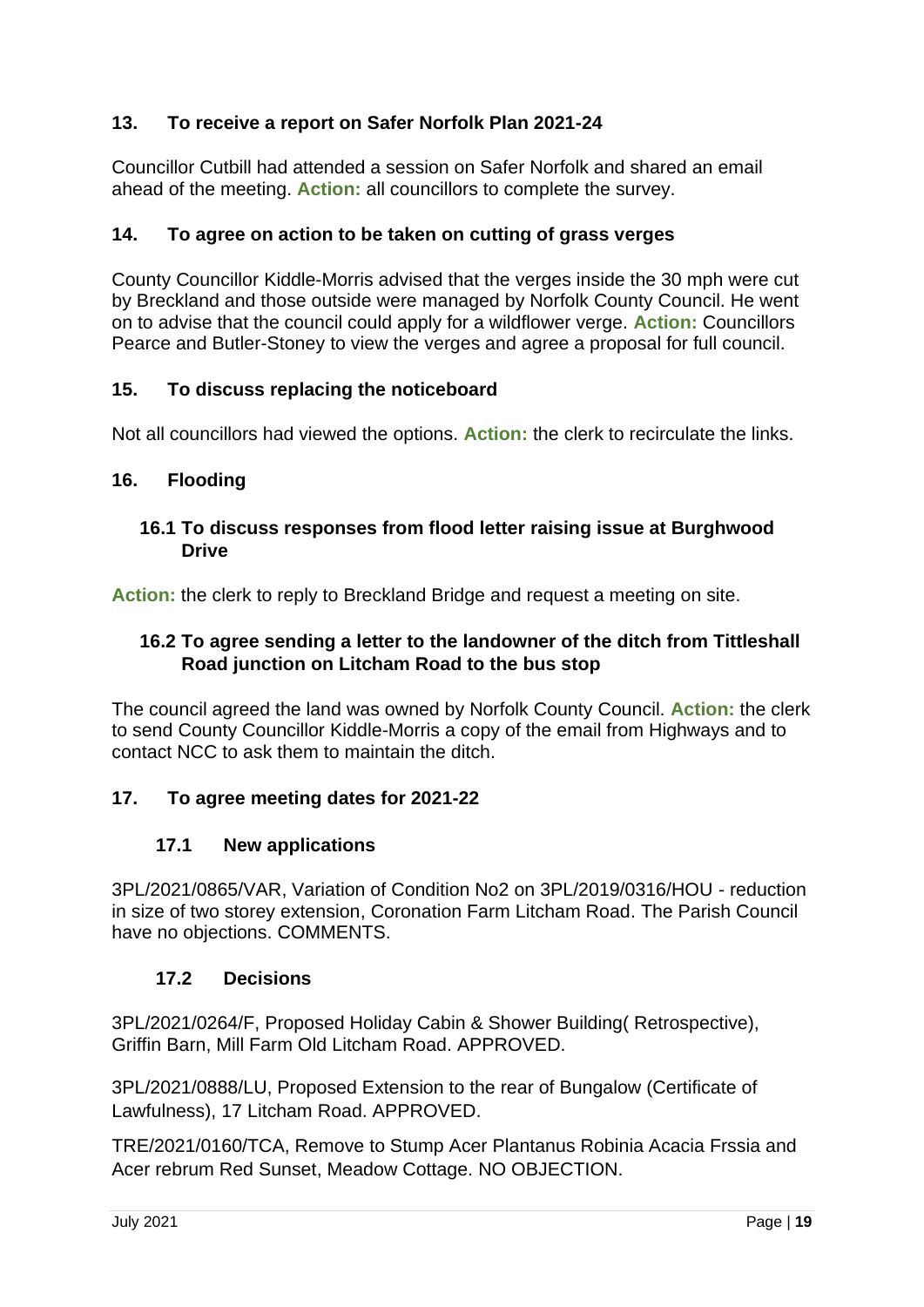## 13. To receive a report on Safer Norfolk Plan 2021-24

Councillor Cutbill had attended a session on Safer Norfolk and shared an email ahead of the meeting. **Action:** all councillors to complete the survey.

## 14. To agree on action to be taken on cutting of grass verges

County Councillor Kiddle-Morris advised that the verges inside the 30 mph were cut by Breckland and those outside were managed by Norfolk County Council. He went on to advise that the council could apply for a wildflower verge. **Action:** Councillors Pearce and Butler-Stoney to view the verges and agree a proposal for full council.

## 15. To discuss replacing the noticeboard

Not all councillors had viewed the options. **Action:** the clerk to recirculate the links.

## 16. Flooding

### 16.1 To discuss responses from flood letter raising issue at Burghwood Drive

**Action:** the clerk to reply to Breckland Bridge and request a meeting on site.

### 16.2 To agree sending a letter to the landowner of the ditch from Tittleshall Road junction on Litcham Road to the bus stop

The council agreed the land was owned by Norfolk County Council. **Action:** the clerk to send County Councillor Kiddle-Morris a copy of the email from Highways and to contact NCC to ask them to maintain the ditch.

## 17. To agree meeting dates for 2021-22

### 17.1 New applications

3PL/2021/0865/VAR, Variation of Condition No2 on 3PL/2019/0316/HOU - reduction in size of two storey extension, Coronation Farm Litcham Road. The Parish Council have no objections. COMMENTS.

### 17.2 Decisions

3PL/2021/0264/F, Proposed Holiday Cabin & Shower Building( Retrospective), Griffin Barn, Mill Farm Old Litcham Road. APPROVED.

3PL/2021/0888/LU, Proposed Extension to the rear of Bungalow (Certificate of Lawfulness), 17 Litcham Road. APPROVED.

TRE/2021/0160/TCA, Remove to Stump Acer Plantanus Robinia Acacia Frssia and Acer rebrum Red Sunset, Meadow Cottage. NO OBJECTION.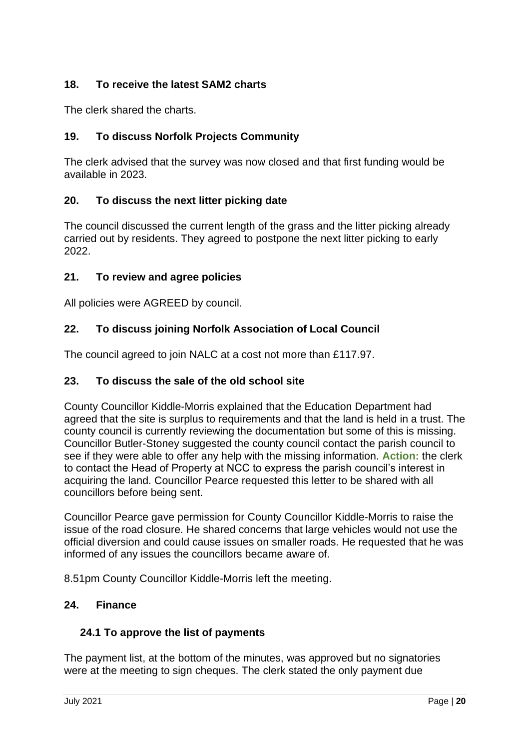## 18. To receive the latest SAM2 charts

The clerk shared the charts.

## 19. To discuss Norfolk Projects Community

The clerk advised that the survey was now closed and that first funding would be available in 2023.

## 20. To discuss the next litter picking date

The council discussed the current length of the grass and the litter picking already carried out by residents. They agreed to postpone the next litter picking to early 2022.

## 21. To review and agree policies

All policies were AGREED by council.

## 22. To discuss joining Norfolk Association of Local Council

The council agreed to join NALC at a cost not more than £117.97.

## 23. To discuss the sale of the old school site

County Councillor Kiddle-Morris explained that the Education Department had agreed that the site is surplus to requirements and that the land is held in a trust. The county council is currently reviewing the documentation but some of this is missing. Councillor Butler-Stoney suggested the county council contact the parish council to see if they were able to offer any help with the missing information. **Action:** the clerk to contact the Head of Property at NCC to express the parish council's interest in acquiring the land. Councillor Pearce requested this letter to be shared with all councillors before being sent.

Councillor Pearce gave permission for County Councillor Kiddle-Morris to raise the issue of the road closure. He shared concerns that large vehicles would not use the official diversion and could cause issues on smaller roads. He requested that he was informed of any issues the councillors became aware of.

8.51pm County Councillor Kiddle-Morris left the meeting.

## 24. Finance

### 24.1 To approve the list of payments

The payment list, at the bottom of the minutes, was approved but no signatories were at the meeting to sign cheques. The clerk stated the only payment due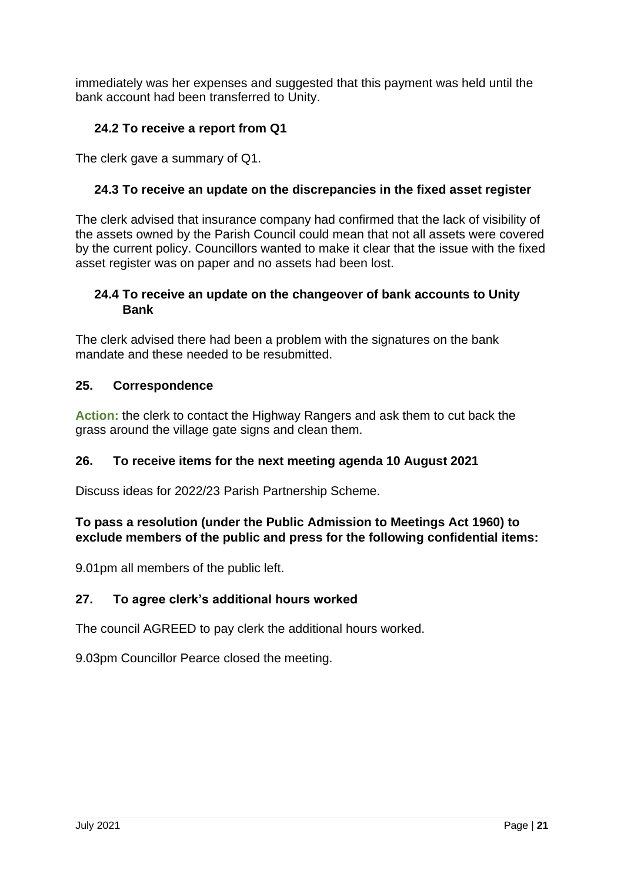immediately was her expenses and suggested that this payment was held until the bank account had been transferred to Unity.

### 24.2 To receive a report from Q1

The clerk gave a summary of Q1.

### 24.3 To receive an update on the discrepancies in the fixed asset register

The clerk advised that insurance company had confirmed that the lack of visibility of the assets owned by the Parish Council could mean that not all assets were covered by the current policy. Councillors wanted to make it clear that the issue with the fixed asset register was on paper and no assets had been lost.

### 24.4 To receive an update on the changeover of bank accounts to Unity Bank

The clerk advised there had been a problem with the signatures on the bank mandate and these needed to be resubmitted.

## 25. Correspondence

**Action:** the clerk to contact the Highway Rangers and ask them to cut back the grass around the village gate signs and clean them.

## 26. To receive items for the next meeting agenda 10 August 2021

Discuss ideas for 2022/23 Parish Partnership Scheme.

**To pass a resolution (under the Public Admission to Meetings Act 1960) to exclude members of the public and press for the following confidential items:**

9.01pm all members of the public left.

## 27. To agree clerk's additional hours worked

The council AGREED to pay clerk the additional hours worked.

9.03pm Councillor Pearce closed the meeting.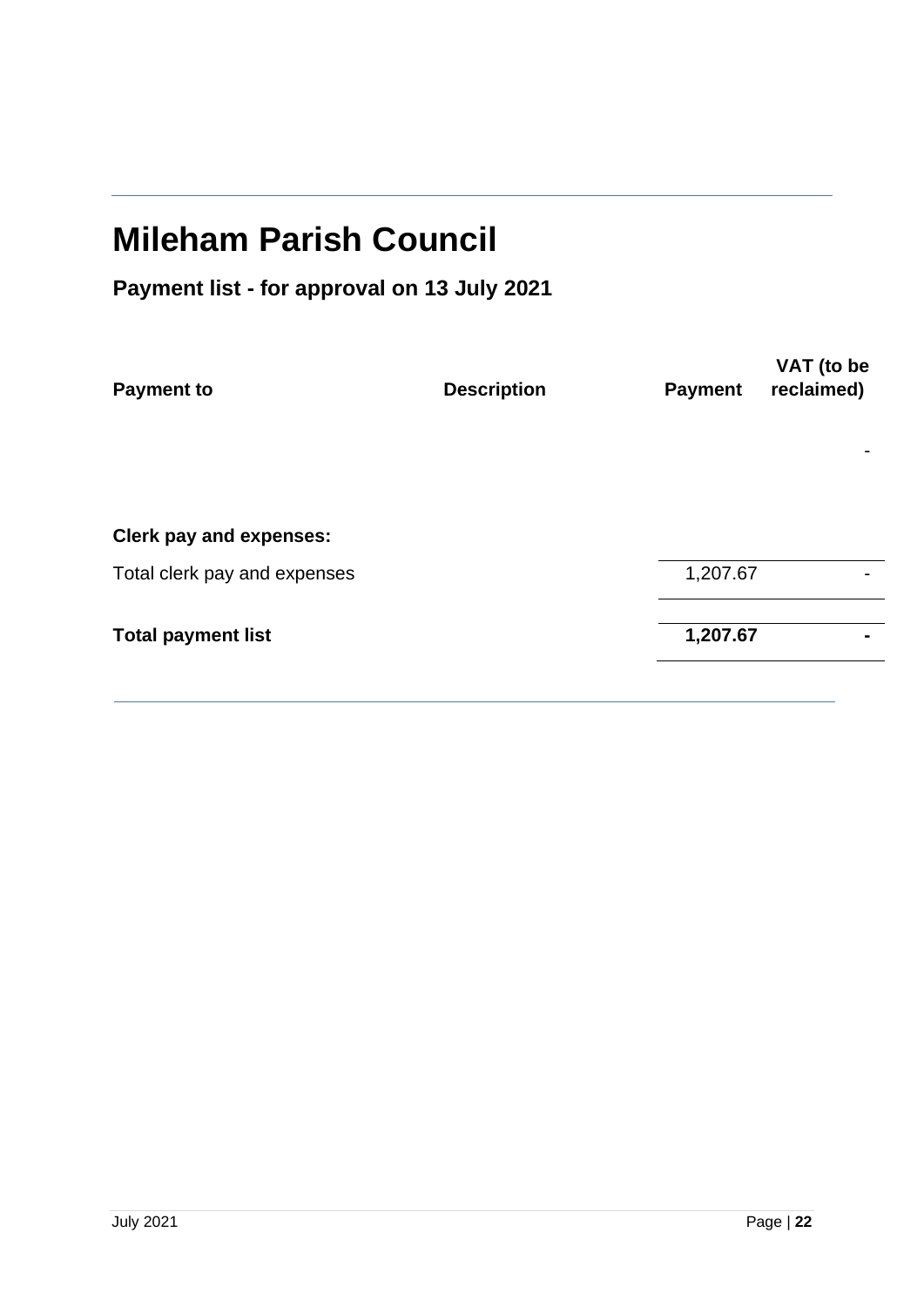# Mileham Parish Council

## Payment list - for approval on 13 July 2021

| Payment to | Description | Payment | VAT (to be reclaimed) |
|---|---|---|---|
| | | | - |
| **Clerk pay and expenses:** | | | |
| Total clerk pay and expenses | | 1,207.67 | - |
| **Total payment list** | | **1,207.67** | **-** |